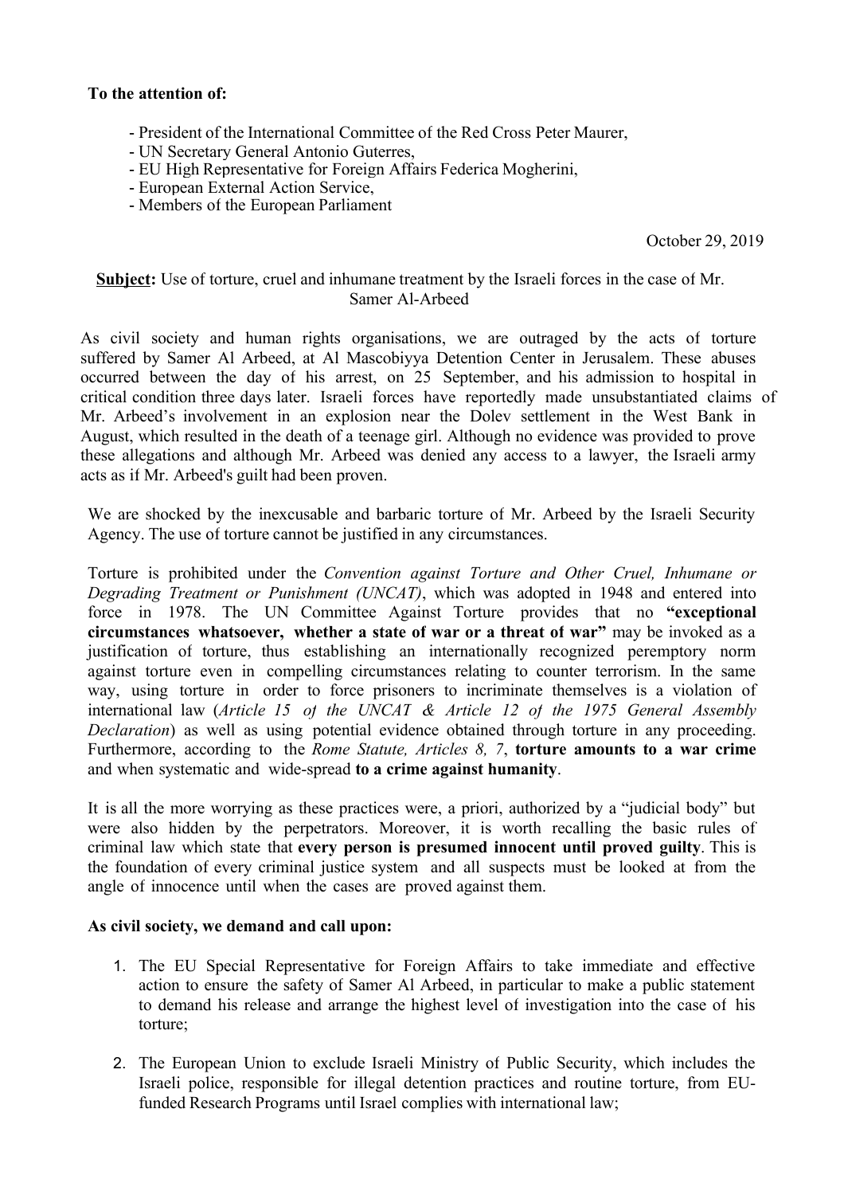**To the attention of:**

- President of the International Committee of the Red Cross Peter Maurer,
- UN Secretary General Antonio Guterres,
- EU High Representative for Foreign Affairs Federica Mogherini,
- European External Action Service,
- Members of the European Parliament

October 29, 2019

**Subject:** Use of torture, cruel and inhumane treatment by the Israeli forces in the case of Mr. Samer Al-Arbeed

As civil society and human rights organisations, we are outraged by the acts of torture suffered by Samer Al Arbeed, at Al Mascobiyya Detention Center in Jerusalem. These abuses occurred between the day of his arrest, on 25 September, and his admission to hospital in critical condition three days later. Israeli forces have reportedly made unsubstantiated claims of Mr. Arbeed's involvement in an explosion near the Dolev settlement in the West Bank in August, which resulted in the death of a teenage girl. Although no evidence was provided to prove these allegations and although Mr. Arbeed was denied any access to a lawyer, the Israeli army acts as if Mr. Arbeed's guilt had been proven.

We are shocked by the inexcusable and barbaric torture of Mr. Arbeed by the Israeli Security Agency. The use of torture cannot be justified in any circumstances.

Torture is prohibited under the *Convention against Torture and Other Cruel, Inhumane or Degrading Treatment or Punishment (UNCAT)*, which was adopted in 1948 and entered into force in 1978. The UN Committee Against Torture provides that no **"exceptional circumstances whatsoever, whether a state of war or a threat of war"** may be invoked as a justification of torture, thus establishing an internationally recognized peremptory norm against torture even in compelling circumstances relating to counter terrorism. In the same way, using torture in order to force prisoners to incriminate themselves is a violation of international law (*Article 15 of the UNCAT & Article 12 of the 1975 General Assembly Declaration*) as well as using potential evidence obtained through torture in any proceeding. Furthermore, according to the *Rome Statute, Articles 8, 7*, **torture amounts to a war crime** and when systematic and wide-spread **to a crime against humanity**.

It is all the more worrying as these practices were, a priori, authorized by a "judicial body" but were also hidden by the perpetrators. Moreover, it is worth recalling the basic rules of criminal law which state that **every person is presumed innocent until proved guilty**. This is the foundation of every criminal justice system and all suspects must be looked at from the angle of innocence until when the cases are proved against them.

**As civil society, we demand and call upon:**

1. The EU Special Representative for Foreign Affairs to take immediate and effective action to ensure the safety of Samer Al Arbeed, in particular to make a public statement to demand his release and arrange the highest level of investigation into the case of his torture;

2. The European Union to exclude Israeli Ministry of Public Security, which includes the Israeli police, responsible for illegal detention practices and routine torture, from EU-funded Research Programs until Israel complies with international law;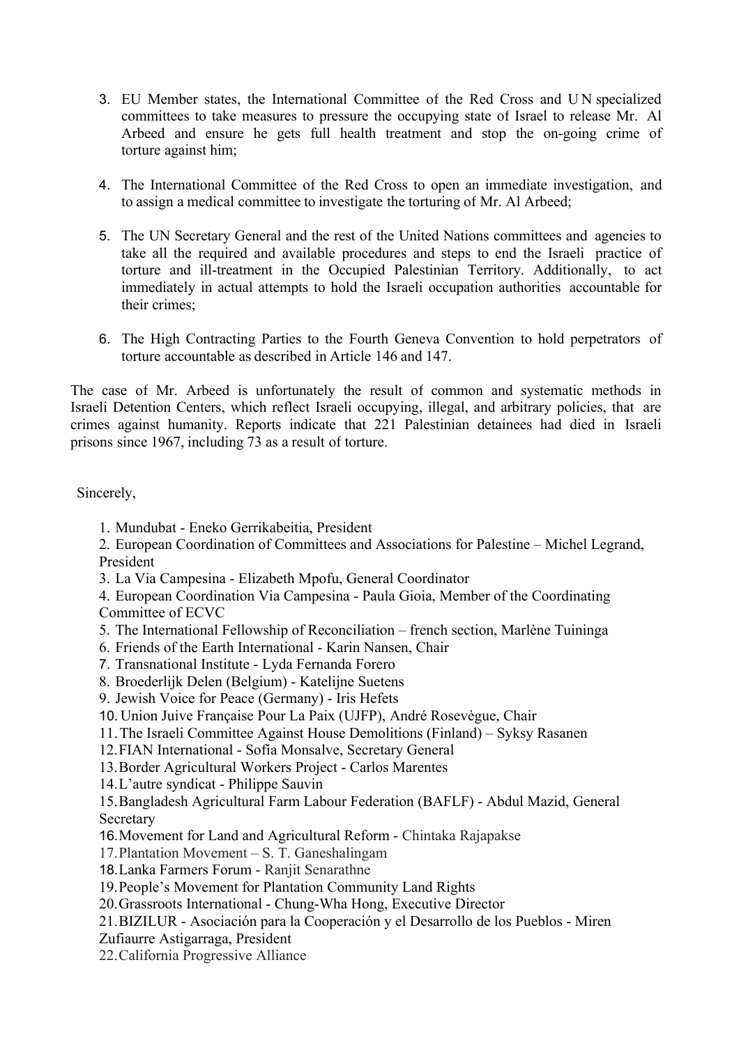3. EU Member states, the International Committee of the Red Cross and UN specialized committees to take measures to pressure the occupying state of Israel to release Mr. Al Arbeed and ensure he gets full health treatment and stop the on-going crime of torture against him;

4. The International Committee of the Red Cross to open an immediate investigation, and to assign a medical committee to investigate the torturing of Mr. Al Arbeed;

5. The UN Secretary General and the rest of the United Nations committees and agencies to take all the required and available procedures and steps to end the Israeli practice of torture and ill-treatment in the Occupied Palestinian Territory. Additionally, to act immediately in actual attempts to hold the Israeli occupation authorities accountable for their crimes;

6. The High Contracting Parties to the Fourth Geneva Convention to hold perpetrators of torture accountable as described in Article 146 and 147.

The case of Mr. Arbeed is unfortunately the result of common and systematic methods in Israeli Detention Centers, which reflect Israeli occupying, illegal, and arbitrary policies, that are crimes against humanity. Reports indicate that 221 Palestinian detainees had died in Israeli prisons since 1967, including 73 as a result of torture.

Sincerely,

1. Mundubat - Eneko Gerrikabeitia, President
2. European Coordination of Committees and Associations for Palestine – Michel Legrand, President
3. La Via Campesina - Elizabeth Mpofu, General Coordinator
4. European Coordination Via Campesina - Paula Gioia, Member of the Coordinating Committee of ECVC
5. The International Fellowship of Reconciliation – french section, Marlène Tuininga
6. Friends of the Earth International - Karin Nansen, Chair
7. Transnational Institute - Lyda Fernanda Forero
8. Broederlijk Delen (Belgium) - Katelijne Suetens
9. Jewish Voice for Peace (Germany) - Iris Hefets
10. Union Juive Française Pour La Paix (UJFP), André Rosevègue, Chair
11. The Israeli Committee Against House Demolitions (Finland) – Syksy Rasanen
12. FIAN International - Sofía Monsalve, Secretary General
13. Border Agricultural Workers Project - Carlos Marentes
14. L'autre syndicat - Philippe Sauvin
15. Bangladesh Agricultural Farm Labour Federation (BAFLF) - Abdul Mazid, General Secretary
16. Movement for Land and Agricultural Reform - Chintaka Rajapakse
17. Plantation Movement – S. T. Ganeshalingam
18. Lanka Farmers Forum - Ranjit Senarathne
19. People's Movement for Plantation Community Land Rights
20. Grassroots International - Chung-Wha Hong, Executive Director
21. BIZILUR - Asociación para la Cooperación y el Desarrollo de los Pueblos - Miren Zufiaurre Astigarraga, President
22. California Progressive Alliance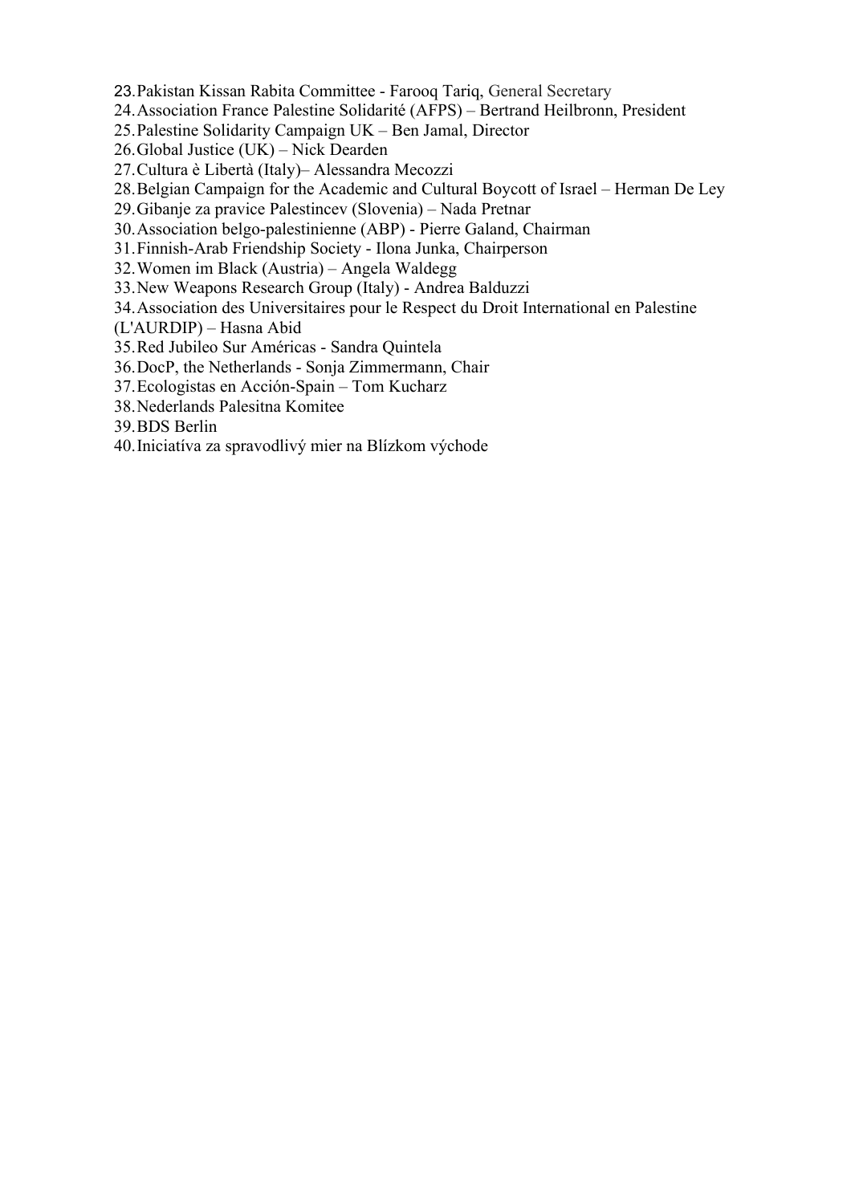23. Pakistan Kissan Rabita Committee - Farooq Tariq, General Secretary
24. Association France Palestine Solidarité (AFPS) – Bertrand Heilbronn, President
25. Palestine Solidarity Campaign UK – Ben Jamal, Director
26. Global Justice (UK) – Nick Dearden
27. Cultura è Libertà (Italy)– Alessandra Mecozzi
28. Belgian Campaign for the Academic and Cultural Boycott of Israel – Herman De Ley
29. Gibanje za pravice Palestincev (Slovenia) – Nada Pretnar
30. Association belgo-palestinienne (ABP) - Pierre Galand, Chairman
31. Finnish-Arab Friendship Society - Ilona Junka, Chairperson
32. Women im Black (Austria) – Angela Waldegg
33. New Weapons Research Group (Italy) - Andrea Balduzzi
34. Association des Universitaires pour le Respect du Droit International en Palestine (L'AURDIP) – Hasna Abid
35. Red Jubileo Sur Américas - Sandra Quintela
36. DocP, the Netherlands - Sonja Zimmermann, Chair
37. Ecologistas en Acción-Spain – Tom Kucharz
38. Nederlands Palesitna Komitee
39. BDS Berlin
40. Iniciatíva za spravodlivý mier na Blízkom východe